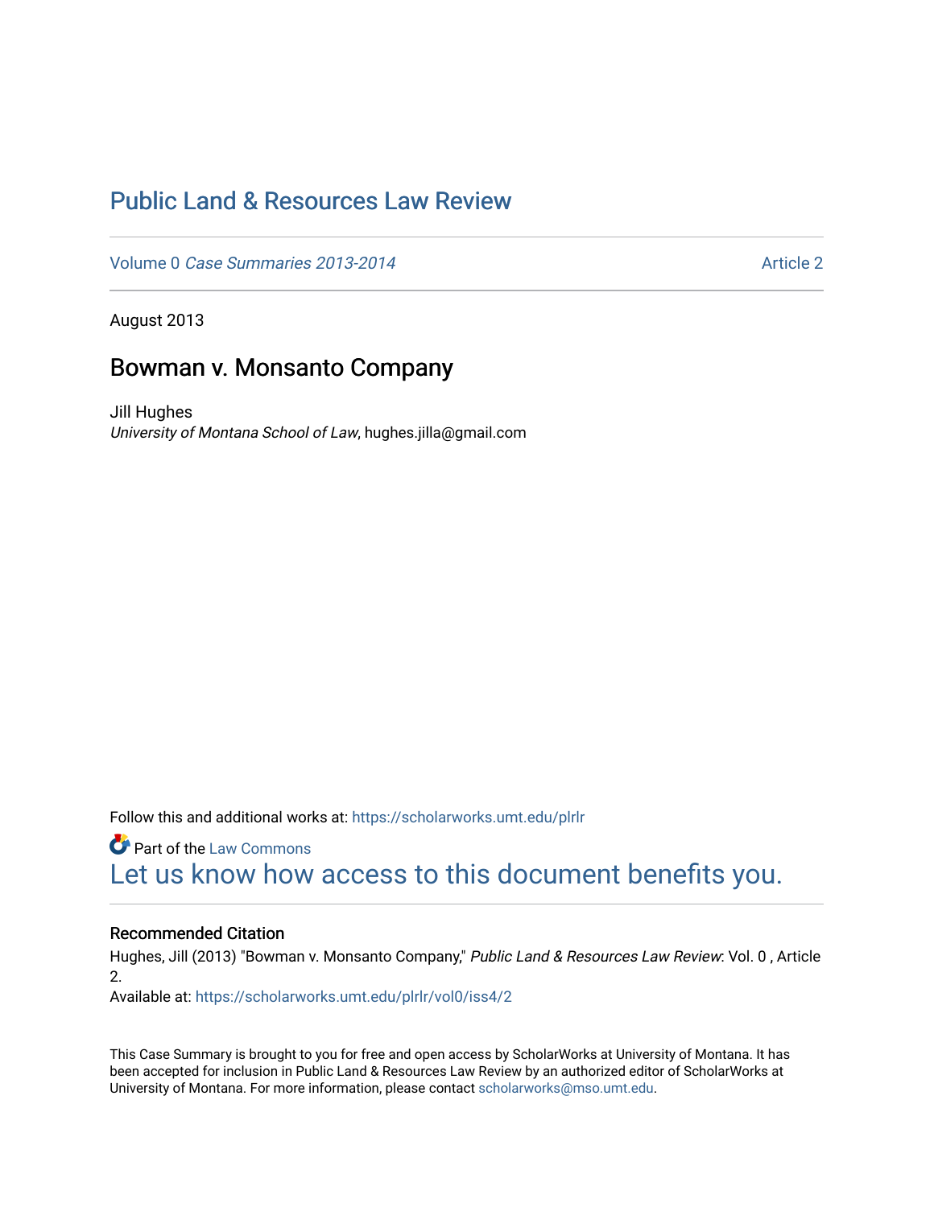# Public Land & Resources Law Review

Volume 0 *Case Summaries 2013-2014* — Article 2

August 2013

## Bowman v. Monsanto Company

Jill Hughes
*University of Montana School of Law*, hughes.jilla@gmail.com

Follow this and additional works at: https://scholarworks.umt.edu/plrlr

Part of the Law Commons

Let us know how access to this document benefits you.

### Recommended Citation

Hughes, Jill (2013) "Bowman v. Monsanto Company," *Public Land & Resources Law Review*: Vol. 0 , Article 2.

Available at: https://scholarworks.umt.edu/plrlr/vol0/iss4/2

This Case Summary is brought to you for free and open access by ScholarWorks at University of Montana. It has been accepted for inclusion in Public Land & Resources Law Review by an authorized editor of ScholarWorks at University of Montana. For more information, please contact scholarworks@mso.umt.edu.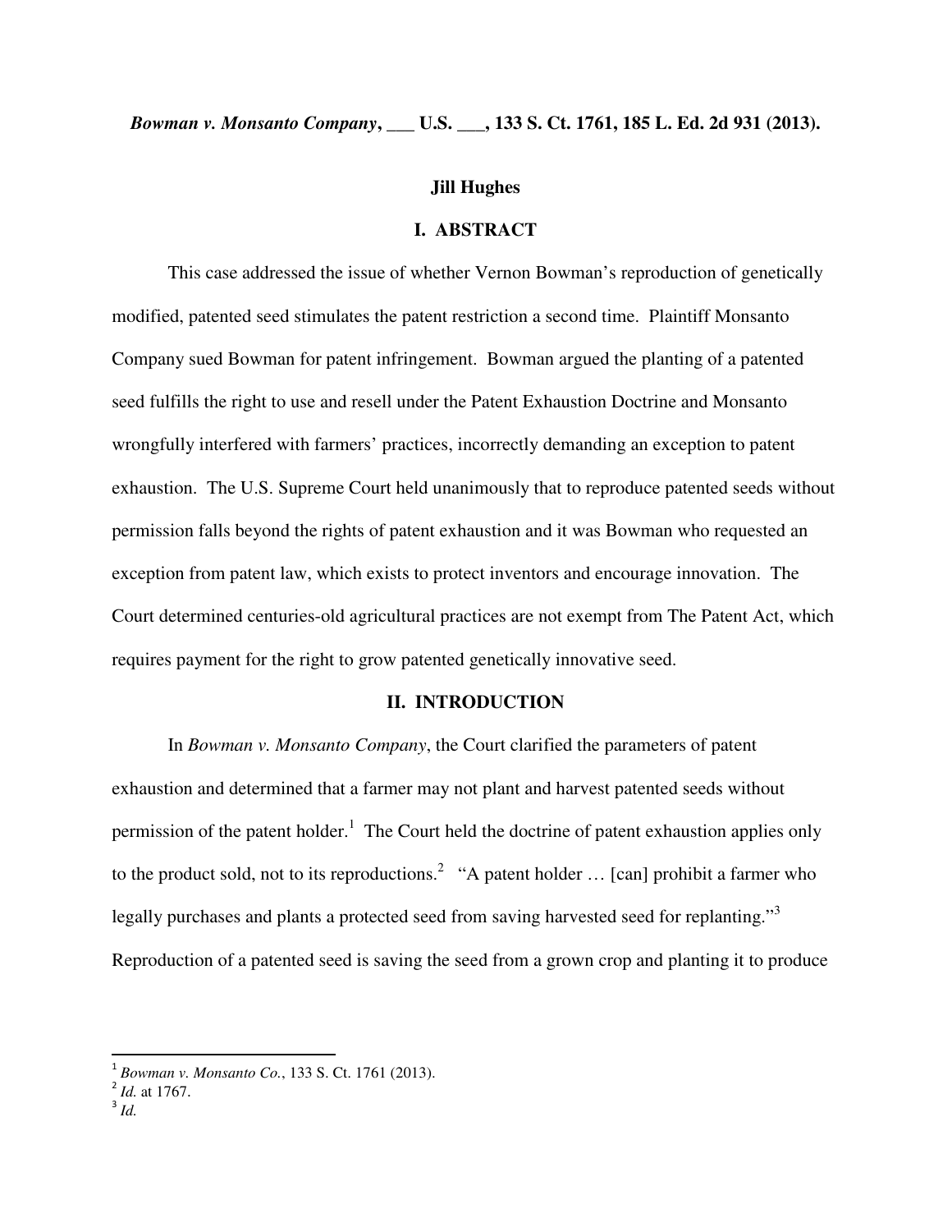***Bowman v. Monsanto Company*, ___ U.S. ___, 133 S. Ct. 1761, 185 L. Ed. 2d 931 (2013).**

**Jill Hughes**

## I. ABSTRACT

This case addressed the issue of whether Vernon Bowman's reproduction of genetically modified, patented seed stimulates the patent restriction a second time. Plaintiff Monsanto Company sued Bowman for patent infringement. Bowman argued the planting of a patented seed fulfills the right to use and resell under the Patent Exhaustion Doctrine and Monsanto wrongfully interfered with farmers' practices, incorrectly demanding an exception to patent exhaustion. The U.S. Supreme Court held unanimously that to reproduce patented seeds without permission falls beyond the rights of patent exhaustion and it was Bowman who requested an exception from patent law, which exists to protect inventors and encourage innovation. The Court determined centuries-old agricultural practices are not exempt from The Patent Act, which requires payment for the right to grow patented genetically innovative seed.

## II. INTRODUCTION

In *Bowman v. Monsanto Company*, the Court clarified the parameters of patent exhaustion and determined that a farmer may not plant and harvest patented seeds without permission of the patent holder.[1] The Court held the doctrine of patent exhaustion applies only to the product sold, not to its reproductions.[2] "A patent holder … [can] prohibit a farmer who legally purchases and plants a protected seed from saving harvested seed for replanting."[3] Reproduction of a patented seed is saving the seed from a grown crop and planting it to produce

---

[1] *Bowman v. Monsanto Co.*, 133 S. Ct. 1761 (2013).

[2] *Id.* at 1767.

[3] *Id.*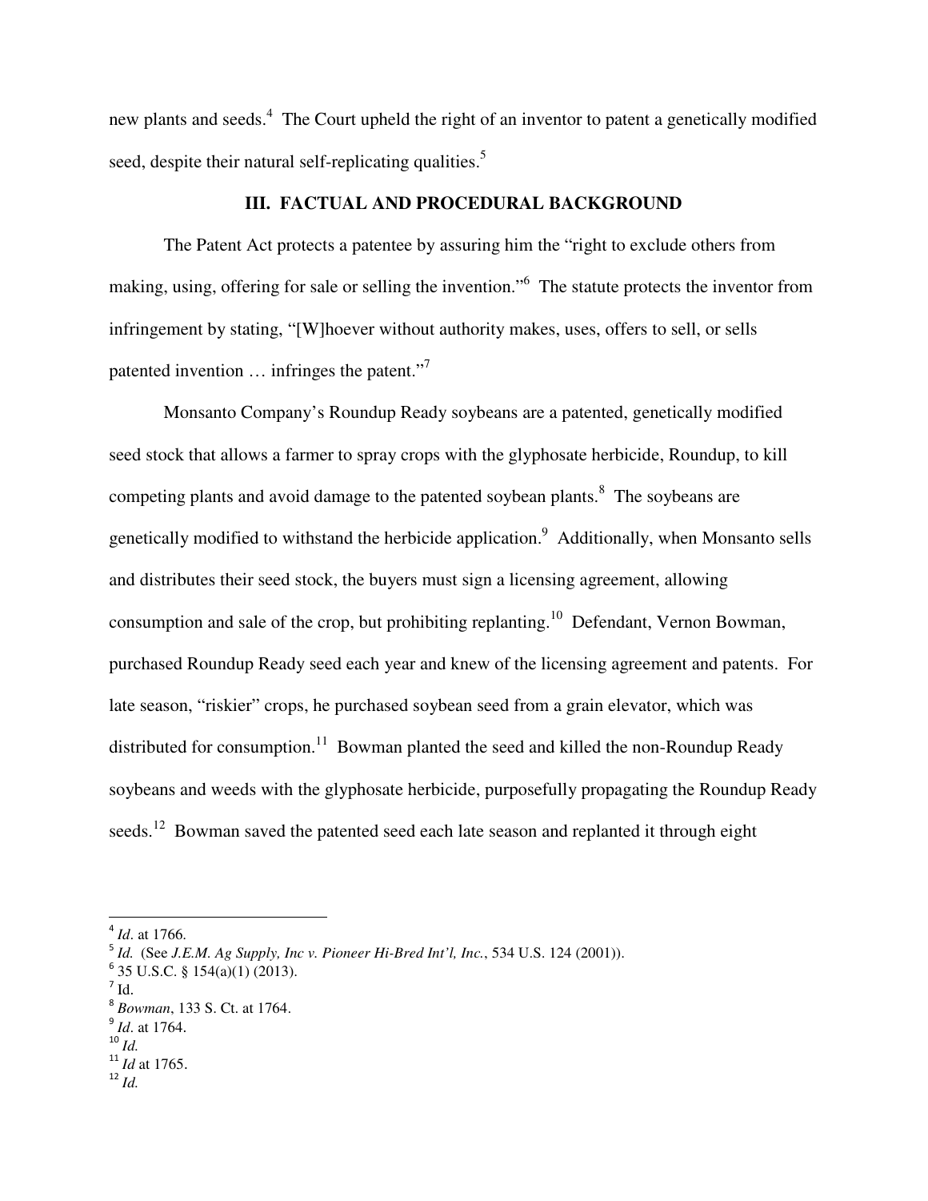new plants and seeds.[4] The Court upheld the right of an inventor to patent a genetically modified seed, despite their natural self-replicating qualities.[5]

## III. FACTUAL AND PROCEDURAL BACKGROUND

The Patent Act protects a patentee by assuring him the "right to exclude others from making, using, offering for sale or selling the invention."[6] The statute protects the inventor from infringement by stating, "[W]hoever without authority makes, uses, offers to sell, or sells patented invention … infringes the patent."[7]

Monsanto Company's Roundup Ready soybeans are a patented, genetically modified seed stock that allows a farmer to spray crops with the glyphosate herbicide, Roundup, to kill competing plants and avoid damage to the patented soybean plants.[8] The soybeans are genetically modified to withstand the herbicide application.[9] Additionally, when Monsanto sells and distributes their seed stock, the buyers must sign a licensing agreement, allowing consumption and sale of the crop, but prohibiting replanting.[10] Defendant, Vernon Bowman, purchased Roundup Ready seed each year and knew of the licensing agreement and patents. For late season, "riskier" crops, he purchased soybean seed from a grain elevator, which was distributed for consumption.[11] Bowman planted the seed and killed the non-Roundup Ready soybeans and weeds with the glyphosate herbicide, purposefully propagating the Roundup Ready seeds.[12] Bowman saved the patented seed each late season and replanted it through eight

---

[4] *Id*. at 1766.

[5] *Id.* (See *J.E.M. Ag Supply, Inc v. Pioneer Hi-Bred Int'l, Inc.*, 534 U.S. 124 (2001)).

[6] 35 U.S.C. § 154(a)(1) (2013).

[7] Id.

[8] *Bowman*, 133 S. Ct. at 1764.

[9] *Id*. at 1764.

[10] *Id.*

[11] *Id* at 1765.

[12] *Id.*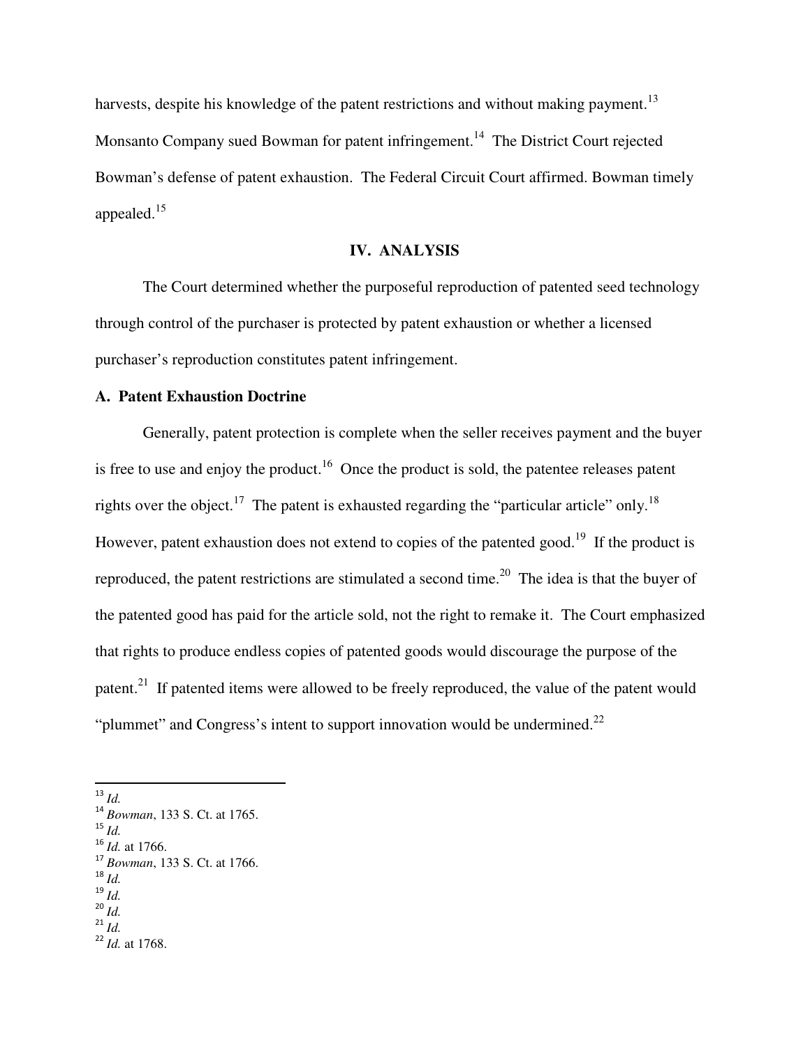harvests, despite his knowledge of the patent restrictions and without making payment.[13] Monsanto Company sued Bowman for patent infringement.[14] The District Court rejected Bowman's defense of patent exhaustion. The Federal Circuit Court affirmed. Bowman timely appealed.[15]

## IV. ANALYSIS

The Court determined whether the purposeful reproduction of patented seed technology through control of the purchaser is protected by patent exhaustion or whether a licensed purchaser's reproduction constitutes patent infringement.

### A. Patent Exhaustion Doctrine

Generally, patent protection is complete when the seller receives payment and the buyer is free to use and enjoy the product.[16] Once the product is sold, the patentee releases patent rights over the object.[17] The patent is exhausted regarding the "particular article" only.[18] However, patent exhaustion does not extend to copies of the patented good.[19] If the product is reproduced, the patent restrictions are stimulated a second time.[20] The idea is that the buyer of the patented good has paid for the article sold, not the right to remake it. The Court emphasized that rights to produce endless copies of patented goods would discourage the purpose of the patent.[21] If patented items were allowed to be freely reproduced, the value of the patent would "plummet" and Congress's intent to support innovation would be undermined.[22]

---

[13] *Id.*
[14] *Bowman*, 133 S. Ct. at 1765.
[15] *Id.*
[16] *Id.* at 1766.
[17] *Bowman*, 133 S. Ct. at 1766.
[18] *Id.*
[19] *Id.*
[20] *Id.*
[21] *Id.*
[22] *Id.* at 1768.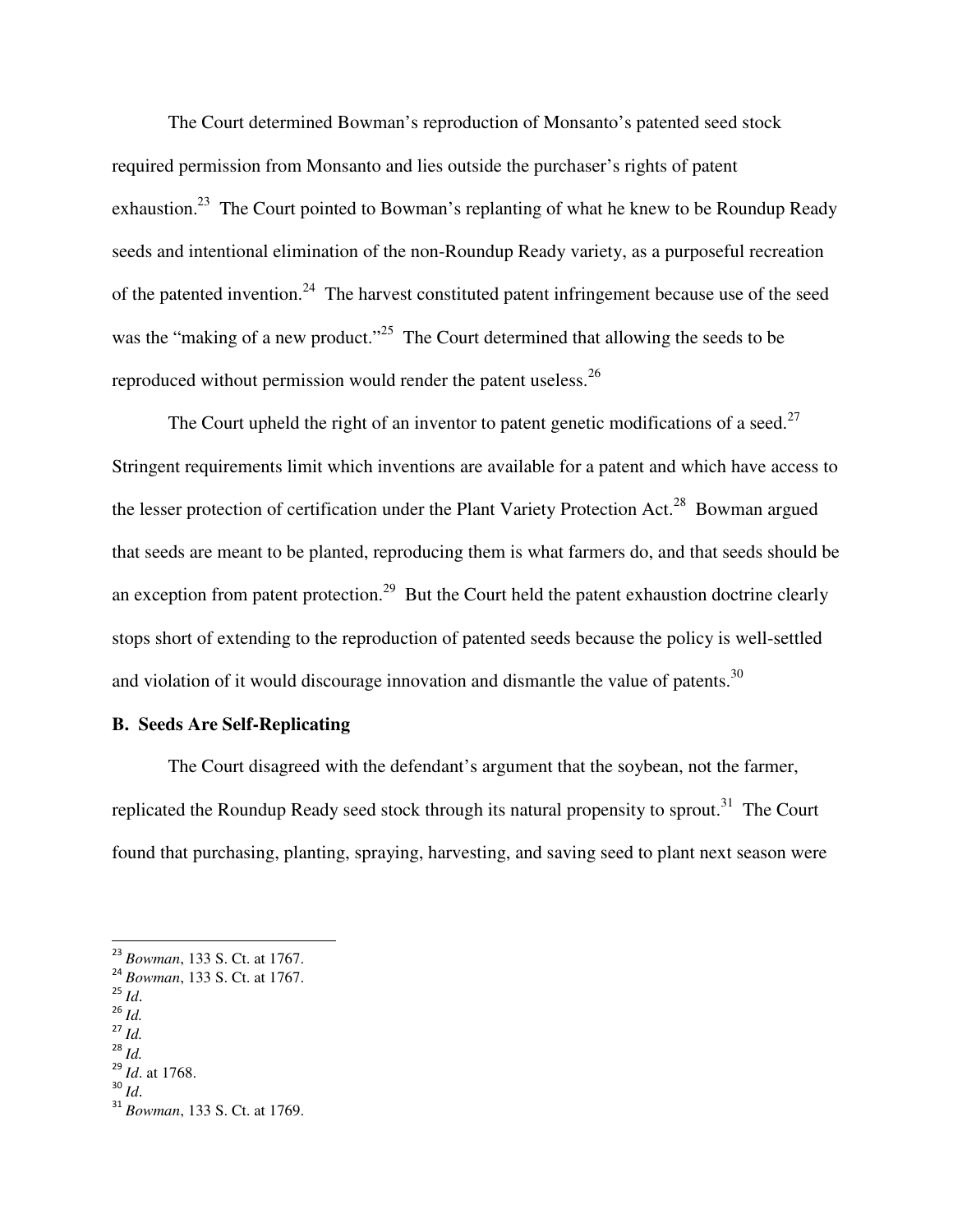The Court determined Bowman's reproduction of Monsanto's patented seed stock required permission from Monsanto and lies outside the purchaser's rights of patent exhaustion.[23] The Court pointed to Bowman's replanting of what he knew to be Roundup Ready seeds and intentional elimination of the non-Roundup Ready variety, as a purposeful recreation of the patented invention.[24] The harvest constituted patent infringement because use of the seed was the "making of a new product."[25] The Court determined that allowing the seeds to be reproduced without permission would render the patent useless.[26]

The Court upheld the right of an inventor to patent genetic modifications of a seed.[27] Stringent requirements limit which inventions are available for a patent and which have access to the lesser protection of certification under the Plant Variety Protection Act.[28] Bowman argued that seeds are meant to be planted, reproducing them is what farmers do, and that seeds should be an exception from patent protection.[29] But the Court held the patent exhaustion doctrine clearly stops short of extending to the reproduction of patented seeds because the policy is well-settled and violation of it would discourage innovation and dismantle the value of patents.[30]

**B. Seeds Are Self-Replicating**

The Court disagreed with the defendant's argument that the soybean, not the farmer, replicated the Roundup Ready seed stock through its natural propensity to sprout.[31] The Court found that purchasing, planting, spraying, harvesting, and saving seed to plant next season were

---

[23] *Bowman*, 133 S. Ct. at 1767.
[24] *Bowman*, 133 S. Ct. at 1767.
[25] *Id*.
[26] *Id.*
[27] *Id.*
[28] *Id.*
[29] *Id*. at 1768.
[30] *Id*.
[31] *Bowman*, 133 S. Ct. at 1769.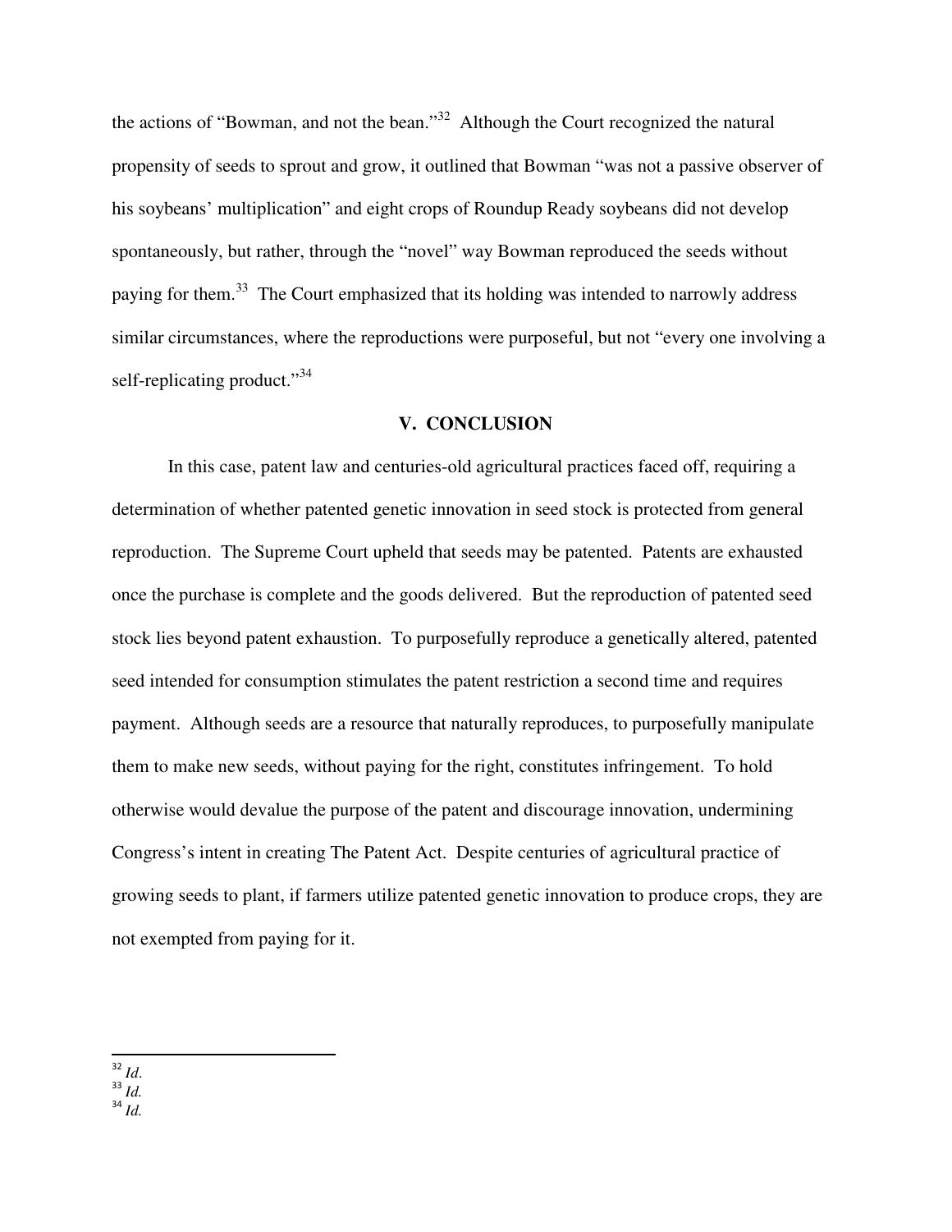the actions of "Bowman, and not the bean."[32] Although the Court recognized the natural propensity of seeds to sprout and grow, it outlined that Bowman "was not a passive observer of his soybeans' multiplication" and eight crops of Roundup Ready soybeans did not develop spontaneously, but rather, through the "novel" way Bowman reproduced the seeds without paying for them.[33] The Court emphasized that its holding was intended to narrowly address similar circumstances, where the reproductions were purposeful, but not "every one involving a self-replicating product."[34]

## V. CONCLUSION

In this case, patent law and centuries-old agricultural practices faced off, requiring a determination of whether patented genetic innovation in seed stock is protected from general reproduction. The Supreme Court upheld that seeds may be patented. Patents are exhausted once the purchase is complete and the goods delivered. But the reproduction of patented seed stock lies beyond patent exhaustion. To purposefully reproduce a genetically altered, patented seed intended for consumption stimulates the patent restriction a second time and requires payment. Although seeds are a resource that naturally reproduces, to purposefully manipulate them to make new seeds, without paying for the right, constitutes infringement. To hold otherwise would devalue the purpose of the patent and discourage innovation, undermining Congress's intent in creating The Patent Act. Despite centuries of agricultural practice of growing seeds to plant, if farmers utilize patented genetic innovation to produce crops, they are not exempted from paying for it.

---

[32] *Id*.
[33] *Id.*
[34] *Id.*